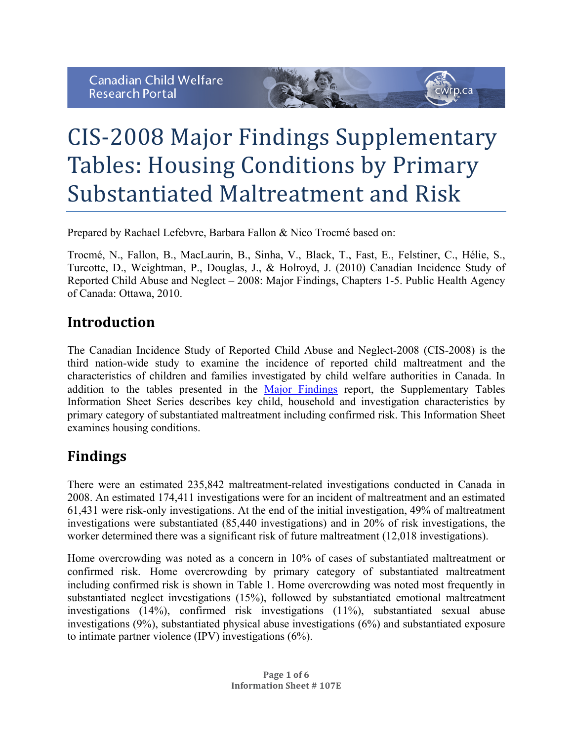Canadian Child Welfare Research Portal

# CIS-2008 Major Findings Supplementary Tables: Housing Conditions by Primary Substantiated Maltreatment and Risk

Prepared by Rachael Lefebvre, Barbara Fallon & Nico Trocmé based on:

Trocmé, N., Fallon, B., MacLaurin, B., Sinha, V., Black, T., Fast, E., Felstiner, C., Hélie, S., Turcotte, D., Weightman, P., Douglas, J., & Holroyd, J. (2010) Canadian Incidence Study of Reported Child Abuse and Neglect – 2008: Major Findings, Chapters 1-5. Public Health Agency of Canada: Ottawa, 2010.

## Introduction

The Canadian Incidence Study of Reported Child Abuse and Neglect-2008 (CIS-2008) is the third nation-wide study to examine the incidence of reported child maltreatment and the characteristics of children and families investigated by child welfare authorities in Canada. In addition to the tables presented in the Major Findings report, the Supplementary Tables Information Sheet Series describes key child, household and investigation characteristics by primary category of substantiated maltreatment including confirmed risk. This Information Sheet examines housing conditions.

## Findings

There were an estimated 235,842 maltreatment-related investigations conducted in Canada in 2008. An estimated 174,411 investigations were for an incident of maltreatment and an estimated 61,431 were risk-only investigations. At the end of the initial investigation, 49% of maltreatment investigations were substantiated (85,440 investigations) and in 20% of risk investigations, the worker determined there was a significant risk of future maltreatment (12,018 investigations).

Home overcrowding was noted as a concern in 10% of cases of substantiated maltreatment or confirmed risk. Home overcrowding by primary category of substantiated maltreatment including confirmed risk is shown in Table 1. Home overcrowding was noted most frequently in substantiated neglect investigations (15%), followed by substantiated emotional maltreatment investigations (14%), confirmed risk investigations (11%), substantiated sexual abuse investigations (9%), substantiated physical abuse investigations (6%) and substantiated exposure to intimate partner violence (IPV) investigations (6%).

Information Sheet # 107E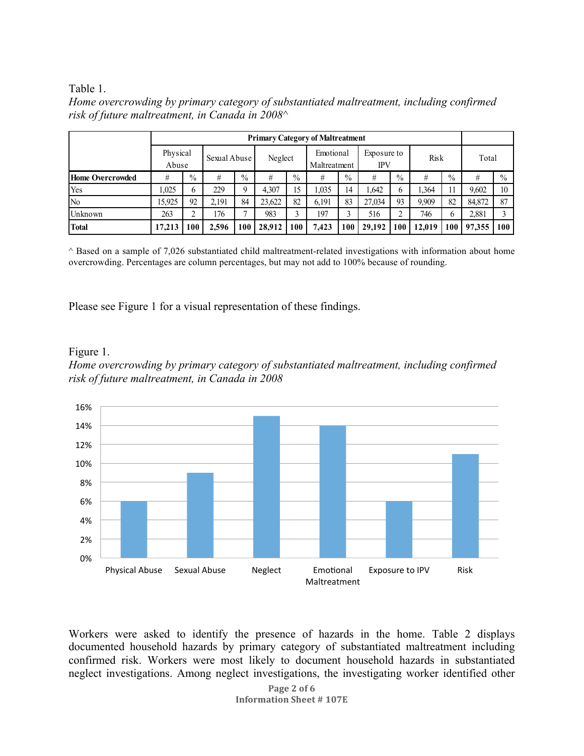Table 1.
*Home overcrowding by primary category of substantiated maltreatment, including confirmed risk of future maltreatment, in Canada in 2008^*

| | Primary Category of Maltreatment | | | | | | | | | | | | | |
|---|---|---|---|---|---|---|---|---|---|---|---|---|---|---|
| | Physical Abuse | | Sexual Abuse | | Neglect | | Emotional Maltreatment | | Exposure to IPV | | Risk | | Total | |
| **Home Overcrowded** | # | % | # | % | # | % | # | % | # | % | # | % | # | % |
| Yes | 1,025 | 6 | 229 | 9 | 4,307 | 15 | 1,035 | 14 | 1,642 | 6 | 1,364 | 11 | 9,602 | 10 |
| No | 15,925 | 92 | 2,191 | 84 | 23,622 | 82 | 6,191 | 83 | 27,034 | 93 | 9,909 | 82 | 84,872 | 87 |
| Unknown | 263 | 2 | 176 | 7 | 983 | 3 | 197 | 3 | 516 | 2 | 746 | 6 | 2,881 | 3 |
| **Total** | **17,213** | **100** | **2,596** | **100** | **28,912** | **100** | **7,423** | **100** | **29,192** | **100** | **12,019** | **100** | **97,355** | **100** |

^ Based on a sample of 7,026 substantiated child maltreatment-related investigations with information about home overcrowding. Percentages are column percentages, but may not add to 100% because of rounding.

Please see Figure 1 for a visual representation of these findings.

Figure 1.
*Home overcrowding by primary category of substantiated maltreatment, including confirmed risk of future maltreatment, in Canada in 2008*

| Category | % |
|---|---|
| Physical Abuse | 6% |
| Sexual Abuse | 9% |
| Neglect | 15% |
| Emotional Maltreatment | 14% |
| Exposure to IPV | 6% |
| Risk | 11% |

Workers were asked to identify the presence of hazards in the home. Table 2 displays documented household hazards by primary category of substantiated maltreatment including confirmed risk. Workers were most likely to document household hazards in substantiated neglect investigations. Among neglect investigations, the investigating worker identified other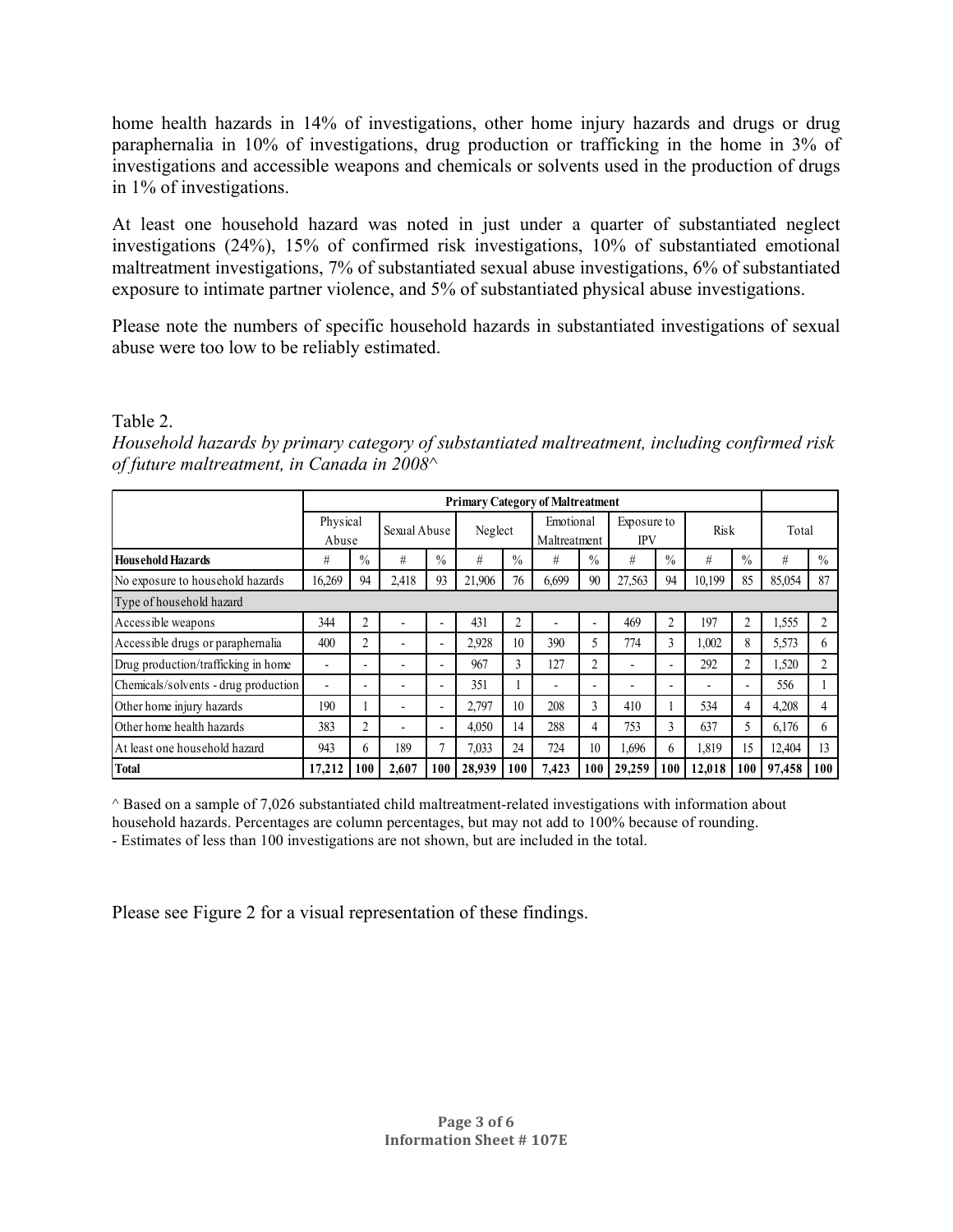home health hazards in 14% of investigations, other home injury hazards and drugs or drug paraphernalia in 10% of investigations, drug production or trafficking in the home in 3% of investigations and accessible weapons and chemicals or solvents used in the production of drugs in 1% of investigations.

At least one household hazard was noted in just under a quarter of substantiated neglect investigations (24%), 15% of confirmed risk investigations, 10% of substantiated emotional maltreatment investigations, 7% of substantiated sexual abuse investigations, 6% of substantiated exposure to intimate partner violence, and 5% of substantiated physical abuse investigations.

Please note the numbers of specific household hazards in substantiated investigations of sexual abuse were too low to be reliably estimated.

Table 2.
*Household hazards by primary category of substantiated maltreatment, including confirmed risk of future maltreatment, in Canada in 2008^*

| | Primary Category of Maltreatment | | | | | | | | | | | | | |
|---|---|---|---|---|---|---|---|---|---|---|---|---|---|---|
| | Physical Abuse | | Sexual Abuse | | Neglect | | Emotional Maltreatment | | Exposure to IPV | | Risk | | Total | |
| **Household Hazards** | # | % | # | % | # | % | # | % | # | % | # | % | # | % |
| No exposure to household hazards | 16,269 | 94 | 2,418 | 93 | 21,906 | 76 | 6,699 | 90 | 27,563 | 94 | 10,199 | 85 | 85,054 | 87 |
| Type of household hazard | | | | | | | | | | | | | | |
| Accessible weapons | 344 | 2 | - | - | 431 | 2 | - | - | 469 | 2 | 197 | 2 | 1,555 | 2 |
| Accessible drugs or paraphernalia | 400 | 2 | - | - | 2,928 | 10 | 390 | 5 | 774 | 3 | 1,002 | 8 | 5,573 | 6 |
| Drug production/trafficking in home | - | - | - | - | 967 | 3 | 127 | 2 | - | - | 292 | 2 | 1,520 | 2 |
| Chemicals/solvents - drug production | - | - | - | - | 351 | 1 | - | - | - | - | - | - | 556 | 1 |
| Other home injury hazards | 190 | 1 | - | - | 2,797 | 10 | 208 | 3 | 410 | 1 | 534 | 4 | 4,208 | 4 |
| Other home health hazards | 383 | 2 | - | - | 4,050 | 14 | 288 | 4 | 753 | 3 | 637 | 5 | 6,176 | 6 |
| At least one household hazard | 943 | 6 | 189 | 7 | 7,033 | 24 | 724 | 10 | 1,696 | 6 | 1,819 | 15 | 12,404 | 13 |
| **Total** | **17,212** | **100** | **2,607** | **100** | **28,939** | **100** | **7,423** | **100** | **29,259** | **100** | **12,018** | **100** | **97,458** | **100** |

^ Based on a sample of 7,026 substantiated child maltreatment-related investigations with information about household hazards. Percentages are column percentages, but may not add to 100% because of rounding.
- Estimates of less than 100 investigations are not shown, but are included in the total.

Please see Figure 2 for a visual representation of these findings.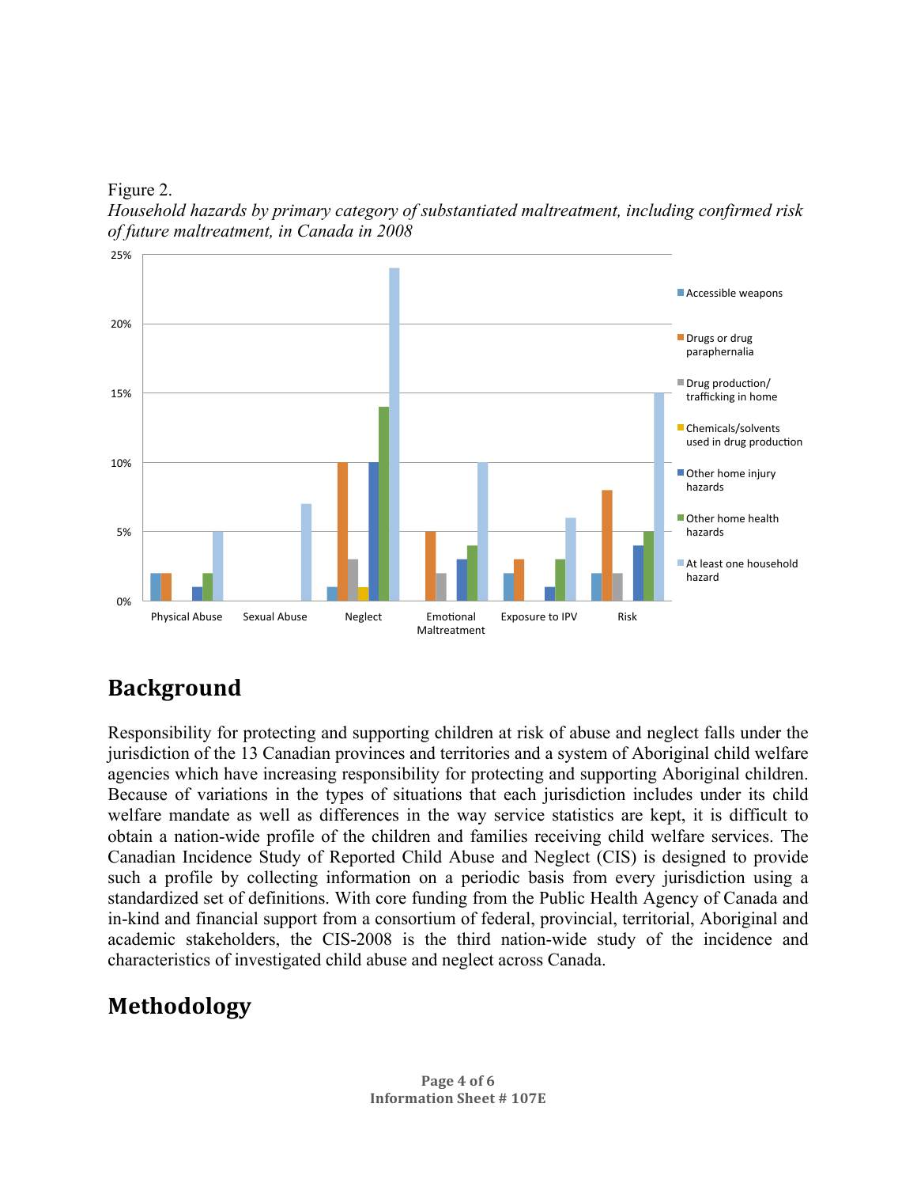Figure 2.

*Household hazards by primary category of substantiated maltreatment, including confirmed risk of future maltreatment, in Canada in 2008*

## Background

Responsibility for protecting and supporting children at risk of abuse and neglect falls under the jurisdiction of the 13 Canadian provinces and territories and a system of Aboriginal child welfare agencies which have increasing responsibility for protecting and supporting Aboriginal children. Because of variations in the types of situations that each jurisdiction includes under its child welfare mandate as well as differences in the way service statistics are kept, it is difficult to obtain a nation-wide profile of the children and families receiving child welfare services. The Canadian Incidence Study of Reported Child Abuse and Neglect (CIS) is designed to provide such a profile by collecting information on a periodic basis from every jurisdiction using a standardized set of definitions. With core funding from the Public Health Agency of Canada and in-kind and financial support from a consortium of federal, provincial, territorial, Aboriginal and academic stakeholders, the CIS-2008 is the third nation-wide study of the incidence and characteristics of investigated child abuse and neglect across Canada.

## Methodology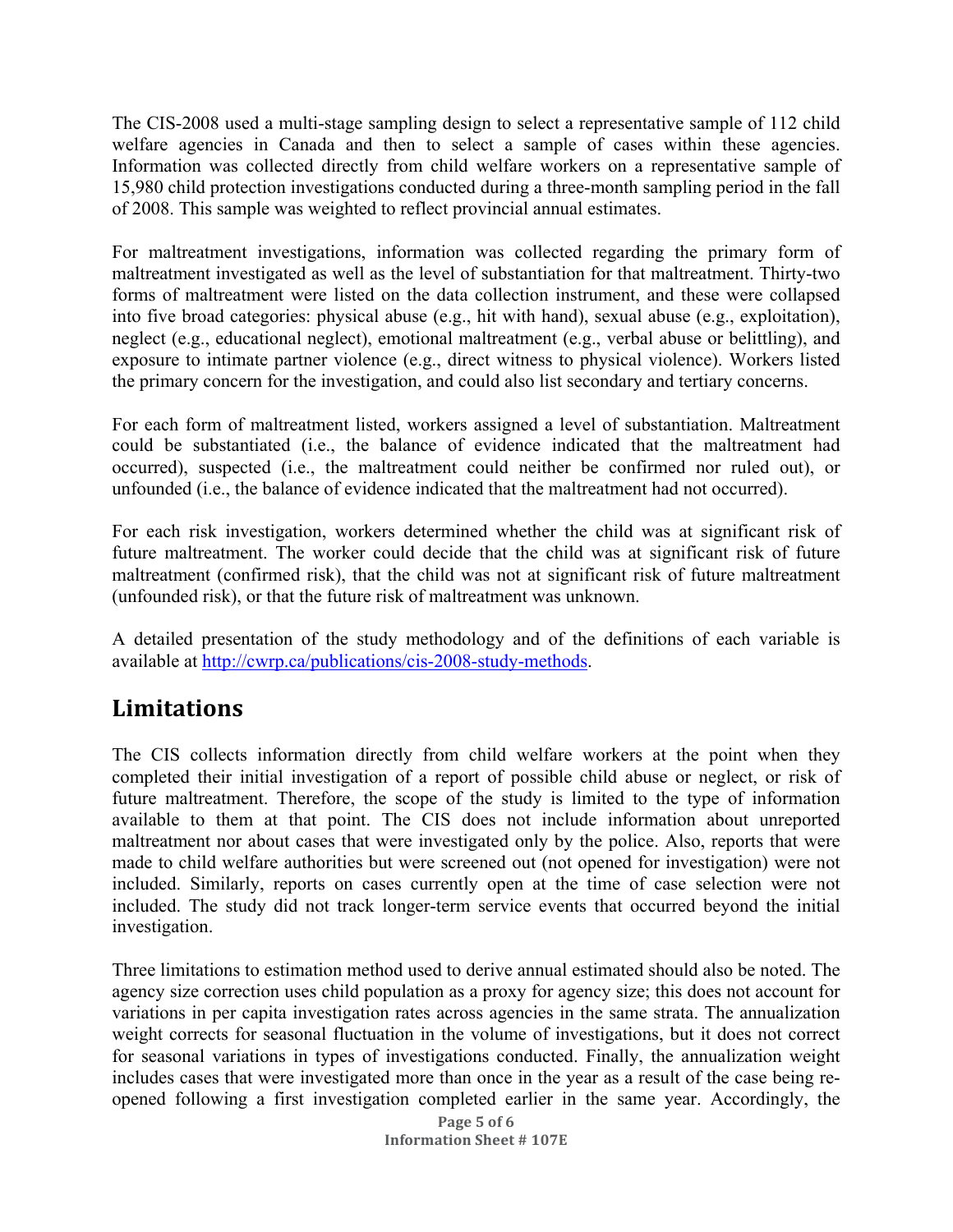The CIS-2008 used a multi-stage sampling design to select a representative sample of 112 child welfare agencies in Canada and then to select a sample of cases within these agencies. Information was collected directly from child welfare workers on a representative sample of 15,980 child protection investigations conducted during a three-month sampling period in the fall of 2008. This sample was weighted to reflect provincial annual estimates.

For maltreatment investigations, information was collected regarding the primary form of maltreatment investigated as well as the level of substantiation for that maltreatment. Thirty-two forms of maltreatment were listed on the data collection instrument, and these were collapsed into five broad categories: physical abuse (e.g., hit with hand), sexual abuse (e.g., exploitation), neglect (e.g., educational neglect), emotional maltreatment (e.g., verbal abuse or belittling), and exposure to intimate partner violence (e.g., direct witness to physical violence). Workers listed the primary concern for the investigation, and could also list secondary and tertiary concerns.

For each form of maltreatment listed, workers assigned a level of substantiation. Maltreatment could be substantiated (i.e., the balance of evidence indicated that the maltreatment had occurred), suspected (i.e., the maltreatment could neither be confirmed nor ruled out), or unfounded (i.e., the balance of evidence indicated that the maltreatment had not occurred).

For each risk investigation, workers determined whether the child was at significant risk of future maltreatment. The worker could decide that the child was at significant risk of future maltreatment (confirmed risk), that the child was not at significant risk of future maltreatment (unfounded risk), or that the future risk of maltreatment was unknown.

A detailed presentation of the study methodology and of the definitions of each variable is available at http://cwrp.ca/publications/cis-2008-study-methods.

## Limitations

The CIS collects information directly from child welfare workers at the point when they completed their initial investigation of a report of possible child abuse or neglect, or risk of future maltreatment. Therefore, the scope of the study is limited to the type of information available to them at that point. The CIS does not include information about unreported maltreatment nor about cases that were investigated only by the police. Also, reports that were made to child welfare authorities but were screened out (not opened for investigation) were not included. Similarly, reports on cases currently open at the time of case selection were not included. The study did not track longer-term service events that occurred beyond the initial investigation.

Three limitations to estimation method used to derive annual estimated should also be noted. The agency size correction uses child population as a proxy for agency size; this does not account for variations in per capita investigation rates across agencies in the same strata. The annualization weight corrects for seasonal fluctuation in the volume of investigations, but it does not correct for seasonal variations in types of investigations conducted. Finally, the annualization weight includes cases that were investigated more than once in the year as a result of the case being re-opened following a first investigation completed earlier in the same year. Accordingly, the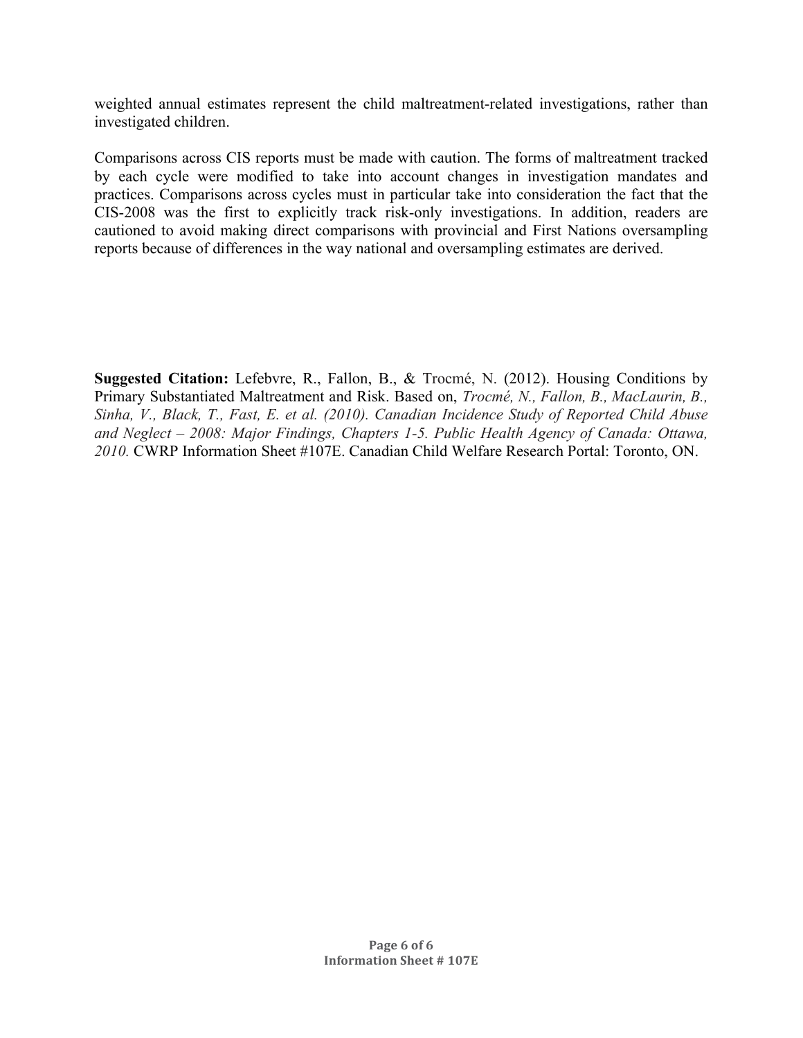weighted annual estimates represent the child maltreatment-related investigations, rather than investigated children.

Comparisons across CIS reports must be made with caution. The forms of maltreatment tracked by each cycle were modified to take into account changes in investigation mandates and practices. Comparisons across cycles must in particular take into consideration the fact that the CIS-2008 was the first to explicitly track risk-only investigations. In addition, readers are cautioned to avoid making direct comparisons with provincial and First Nations oversampling reports because of differences in the way national and oversampling estimates are derived.

**Suggested Citation:** Lefebvre, R., Fallon, B., & Trocmé, N. (2012). Housing Conditions by Primary Substantiated Maltreatment and Risk. Based on, *Trocmé, N., Fallon, B., MacLaurin, B., Sinha, V., Black, T., Fast, E. et al. (2010). Canadian Incidence Study of Reported Child Abuse and Neglect – 2008: Major Findings, Chapters 1-5. Public Health Agency of Canada: Ottawa, 2010.* CWRP Information Sheet #107E. Canadian Child Welfare Research Portal: Toronto, ON.